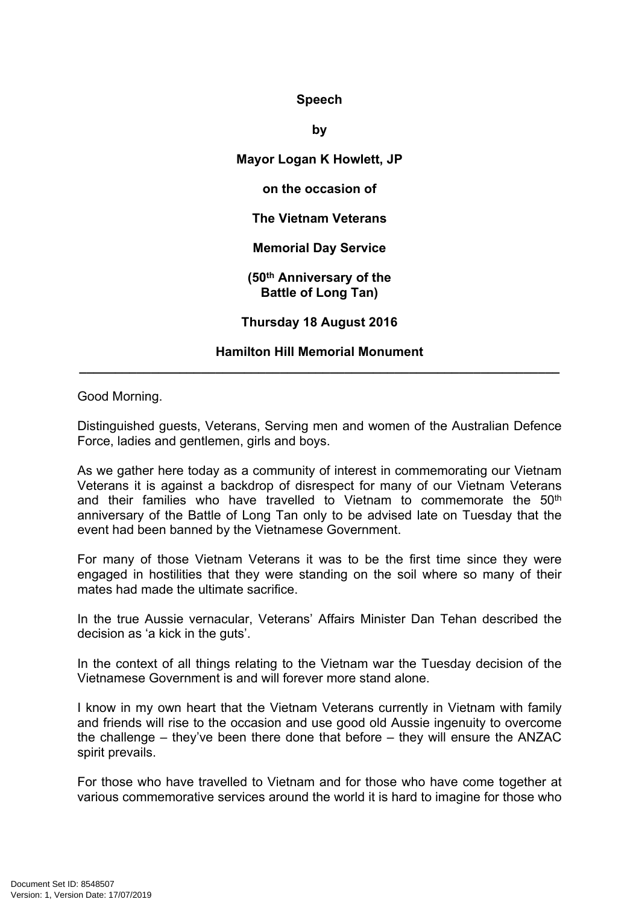**Speech**

**by**

**Mayor Logan K Howlett, JP**

**on the occasion of**

**The Vietnam Veterans**

**Memorial Day Service**

**(50th Anniversary of the Battle of Long Tan)**

**Thursday 18 August 2016**

**Hamilton Hill Memorial Monument**

---

Good Morning.

Distinguished guests, Veterans, Serving men and women of the Australian Defence Force, ladies and gentlemen, girls and boys.

As we gather here today as a community of interest in commemorating our Vietnam Veterans it is against a backdrop of disrespect for many of our Vietnam Veterans and their families who have travelled to Vietnam to commemorate the 50th anniversary of the Battle of Long Tan only to be advised late on Tuesday that the event had been banned by the Vietnamese Government.

For many of those Vietnam Veterans it was to be the first time since they were engaged in hostilities that they were standing on the soil where so many of their mates had made the ultimate sacrifice.

In the true Aussie vernacular, Veterans' Affairs Minister Dan Tehan described the decision as 'a kick in the guts'.

In the context of all things relating to the Vietnam war the Tuesday decision of the Vietnamese Government is and will forever more stand alone.

I know in my own heart that the Vietnam Veterans currently in Vietnam with family and friends will rise to the occasion and use good old Aussie ingenuity to overcome the challenge – they've been there done that before – they will ensure the ANZAC spirit prevails.

For those who have travelled to Vietnam and for those who have come together at various commemorative services around the world it is hard to imagine for those who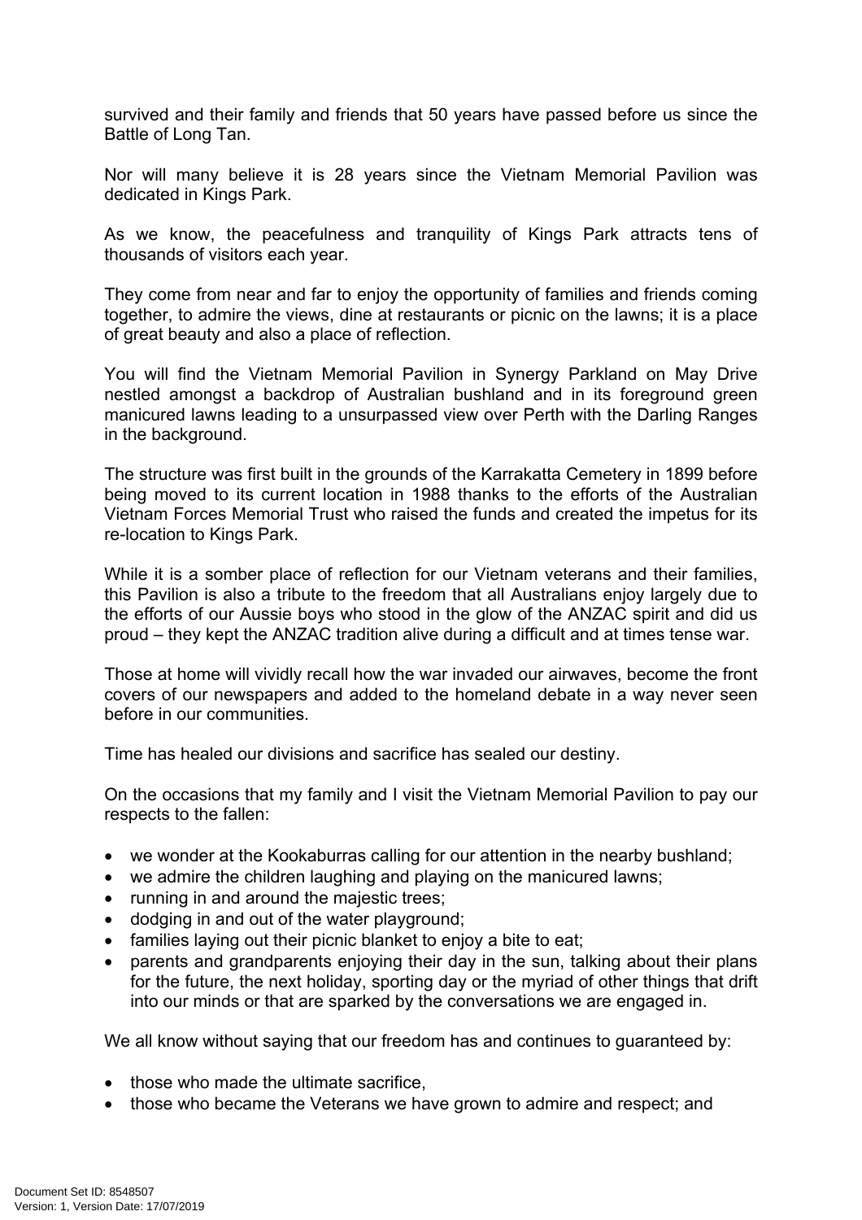survived and their family and friends that 50 years have passed before us since the Battle of Long Tan.

Nor will many believe it is 28 years since the Vietnam Memorial Pavilion was dedicated in Kings Park.

As we know, the peacefulness and tranquility of Kings Park attracts tens of thousands of visitors each year.

They come from near and far to enjoy the opportunity of families and friends coming together, to admire the views, dine at restaurants or picnic on the lawns; it is a place of great beauty and also a place of reflection.

You will find the Vietnam Memorial Pavilion in Synergy Parkland on May Drive nestled amongst a backdrop of Australian bushland and in its foreground green manicured lawns leading to a unsurpassed view over Perth with the Darling Ranges in the background.

The structure was first built in the grounds of the Karrakatta Cemetery in 1899 before being moved to its current location in 1988 thanks to the efforts of the Australian Vietnam Forces Memorial Trust who raised the funds and created the impetus for its re-location to Kings Park.

While it is a somber place of reflection for our Vietnam veterans and their families, this Pavilion is also a tribute to the freedom that all Australians enjoy largely due to the efforts of our Aussie boys who stood in the glow of the ANZAC spirit and did us proud – they kept the ANZAC tradition alive during a difficult and at times tense war.

Those at home will vividly recall how the war invaded our airwaves, become the front covers of our newspapers and added to the homeland debate in a way never seen before in our communities.

Time has healed our divisions and sacrifice has sealed our destiny.

On the occasions that my family and I visit the Vietnam Memorial Pavilion to pay our respects to the fallen:

- we wonder at the Kookaburras calling for our attention in the nearby bushland;
- we admire the children laughing and playing on the manicured lawns;
- running in and around the majestic trees;
- dodging in and out of the water playground;
- families laying out their picnic blanket to enjoy a bite to eat;
- parents and grandparents enjoying their day in the sun, talking about their plans for the future, the next holiday, sporting day or the myriad of other things that drift into our minds or that are sparked by the conversations we are engaged in.

We all know without saying that our freedom has and continues to guaranteed by:

- those who made the ultimate sacrifice,
- those who became the Veterans we have grown to admire and respect; and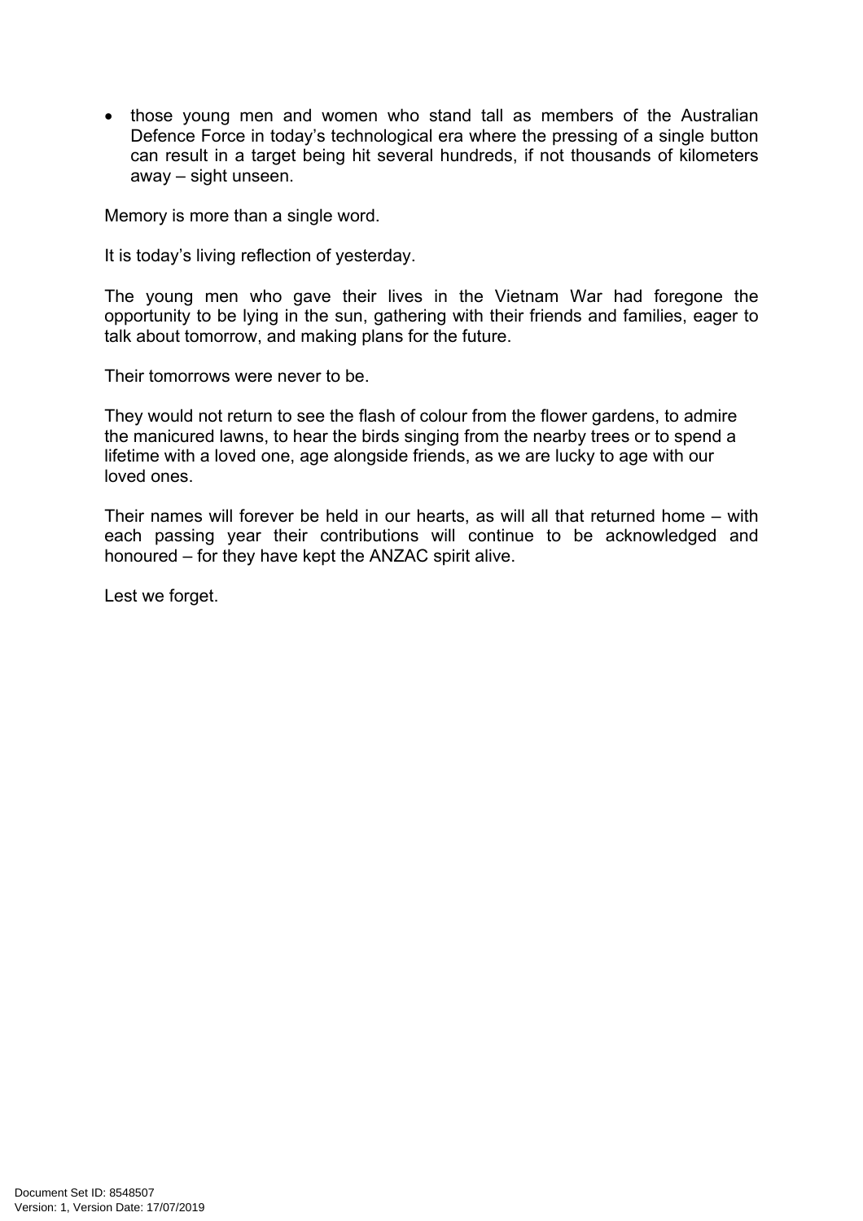- those young men and women who stand tall as members of the Australian Defence Force in today's technological era where the pressing of a single button can result in a target being hit several hundreds, if not thousands of kilometers away – sight unseen.

Memory is more than a single word.

It is today's living reflection of yesterday.

The young men who gave their lives in the Vietnam War had foregone the opportunity to be lying in the sun, gathering with their friends and families, eager to talk about tomorrow, and making plans for the future.

Their tomorrows were never to be.

They would not return to see the flash of colour from the flower gardens, to admire the manicured lawns, to hear the birds singing from the nearby trees or to spend a lifetime with a loved one, age alongside friends, as we are lucky to age with our loved ones.

Their names will forever be held in our hearts, as will all that returned home – with each passing year their contributions will continue to be acknowledged and honoured – for they have kept the ANZAC spirit alive.

Lest we forget.